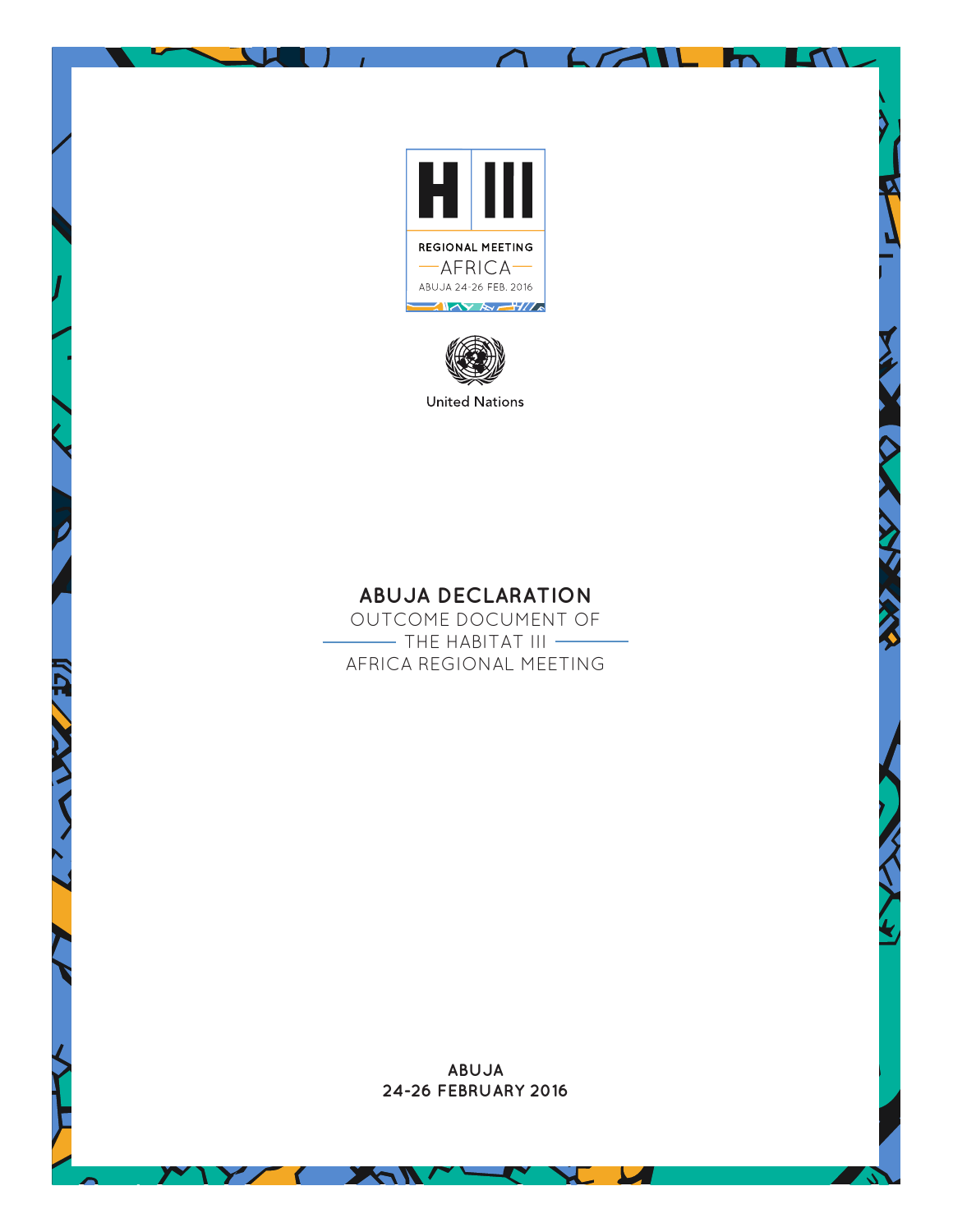H III

REGIONAL MEETING

AFRICA

ABUJA 24-26 FEB. 2016

United Nations

# ABUJA DECLARATION

OUTCOME DOCUMENT OF THE HABITAT III AFRICA REGIONAL MEETING

**ABUJA**
**24-26 FEBRUARY 2016**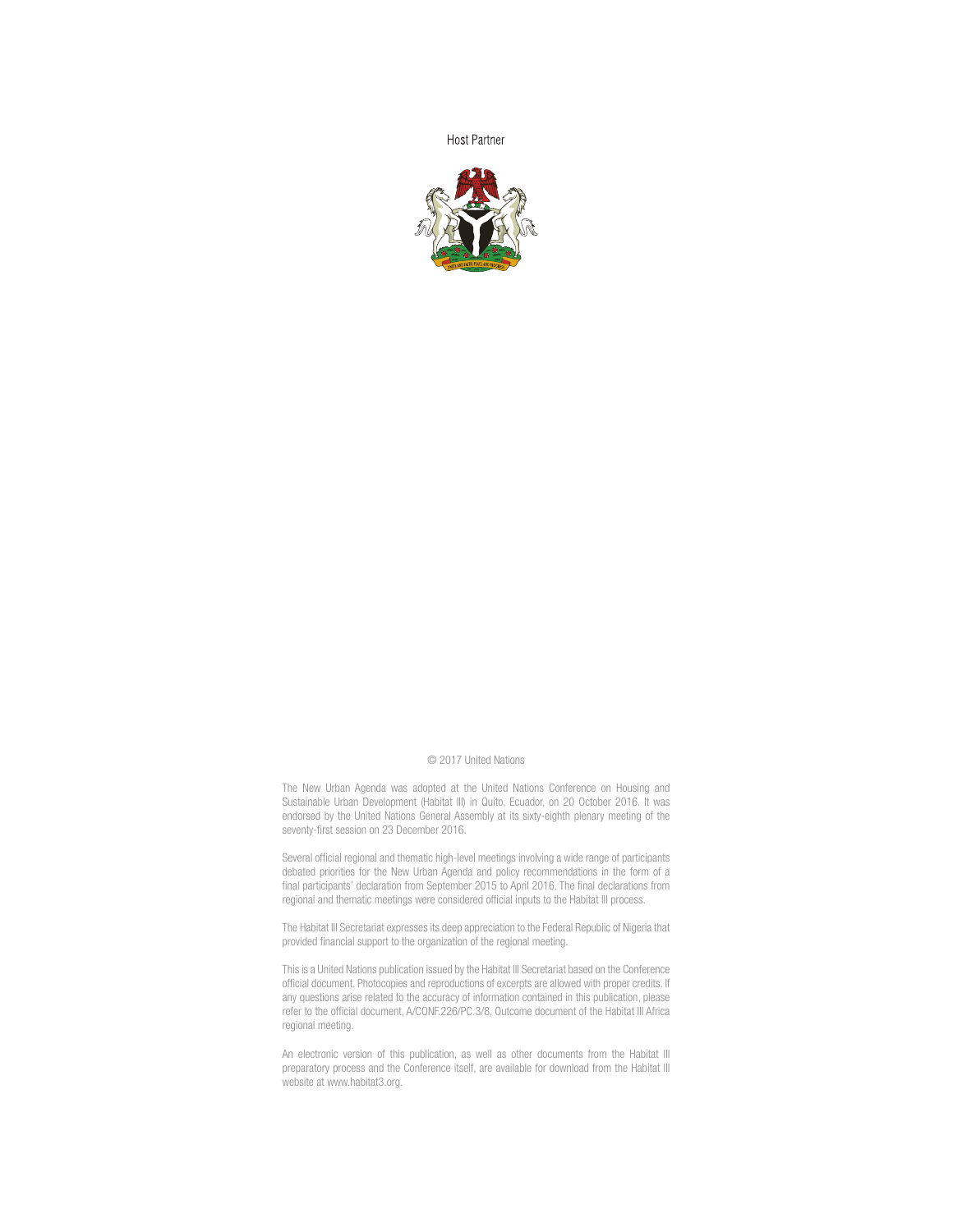Host Partner

© 2017 United Nations

The New Urban Agenda was adopted at the United Nations Conference on Housing and Sustainable Urban Development (Habitat III) in Quito, Ecuador, on 20 October 2016. It was endorsed by the United Nations General Assembly at its sixty-eighth plenary meeting of the seventy-first session on 23 December 2016.

Several official regional and thematic high-level meetings involving a wide range of participants debated priorities for the New Urban Agenda and policy recommendations in the form of a final participants' declaration from September 2015 to April 2016. The final declarations from regional and thematic meetings were considered official inputs to the Habitat III process.

The Habitat III Secretariat expresses its deep appreciation to the Federal Republic of Nigeria that provided financial support to the organization of the regional meeting.

This is a United Nations publication issued by the Habitat III Secretariat based on the Conference official document. Photocopies and reproductions of excerpts are allowed with proper credits. If any questions arise related to the accuracy of information contained in this publication, please refer to the official document, A/CONF.226/PC.3/8, Outcome document of the Habitat III Africa regional meeting.

An electronic version of this publication, as well as other documents from the Habitat III preparatory process and the Conference itself, are available for download from the Habitat III website at www.habitat3.org.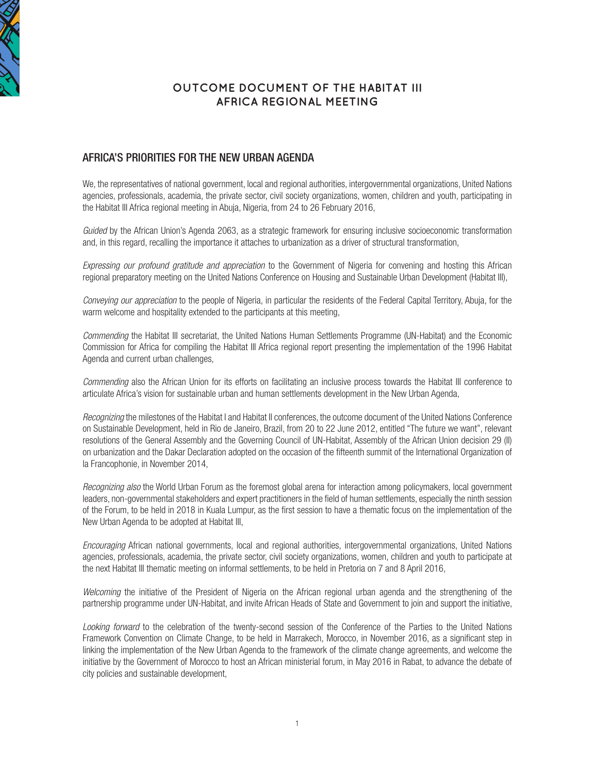# OUTCOME DOCUMENT OF THE HABITAT III AFRICA REGIONAL MEETING

## AFRICA'S PRIORITIES FOR THE NEW URBAN AGENDA

We, the representatives of national government, local and regional authorities, intergovernmental organizations, United Nations agencies, professionals, academia, the private sector, civil society organizations, women, children and youth, participating in the Habitat III Africa regional meeting in Abuja, Nigeria, from 24 to 26 February 2016,

*Guided* by the African Union's Agenda 2063, as a strategic framework for ensuring inclusive socioeconomic transformation and, in this regard, recalling the importance it attaches to urbanization as a driver of structural transformation,

*Expressing our profound gratitude and appreciation* to the Government of Nigeria for convening and hosting this African regional preparatory meeting on the United Nations Conference on Housing and Sustainable Urban Development (Habitat III),

*Conveying our appreciation* to the people of Nigeria, in particular the residents of the Federal Capital Territory, Abuja, for the warm welcome and hospitality extended to the participants at this meeting,

*Commending* the Habitat III secretariat, the United Nations Human Settlements Programme (UN-Habitat) and the Economic Commission for Africa for compiling the Habitat III Africa regional report presenting the implementation of the 1996 Habitat Agenda and current urban challenges,

*Commending* also the African Union for its efforts on facilitating an inclusive process towards the Habitat III conference to articulate Africa's vision for sustainable urban and human settlements development in the New Urban Agenda,

*Recognizing* the milestones of the Habitat I and Habitat II conferences, the outcome document of the United Nations Conference on Sustainable Development, held in Rio de Janeiro, Brazil, from 20 to 22 June 2012, entitled "The future we want", relevant resolutions of the General Assembly and the Governing Council of UN-Habitat, Assembly of the African Union decision 29 (II) on urbanization and the Dakar Declaration adopted on the occasion of the fifteenth summit of the International Organization of la Francophonie, in November 2014,

*Recognizing also* the World Urban Forum as the foremost global arena for interaction among policymakers, local government leaders, non-governmental stakeholders and expert practitioners in the field of human settlements, especially the ninth session of the Forum, to be held in 2018 in Kuala Lumpur, as the first session to have a thematic focus on the implementation of the New Urban Agenda to be adopted at Habitat III,

*Encouraging* African national governments, local and regional authorities, intergovernmental organizations, United Nations agencies, professionals, academia, the private sector, civil society organizations, women, children and youth to participate at the next Habitat III thematic meeting on informal settlements, to be held in Pretoria on 7 and 8 April 2016,

*Welcoming* the initiative of the President of Nigeria on the African regional urban agenda and the strengthening of the partnership programme under UN-Habitat, and invite African Heads of State and Government to join and support the initiative,

*Looking forward* to the celebration of the twenty-second session of the Conference of the Parties to the United Nations Framework Convention on Climate Change, to be held in Marrakech, Morocco, in November 2016, as a significant step in linking the implementation of the New Urban Agenda to the framework of the climate change agreements, and welcome the initiative by the Government of Morocco to host an African ministerial forum, in May 2016 in Rabat, to advance the debate of city policies and sustainable development,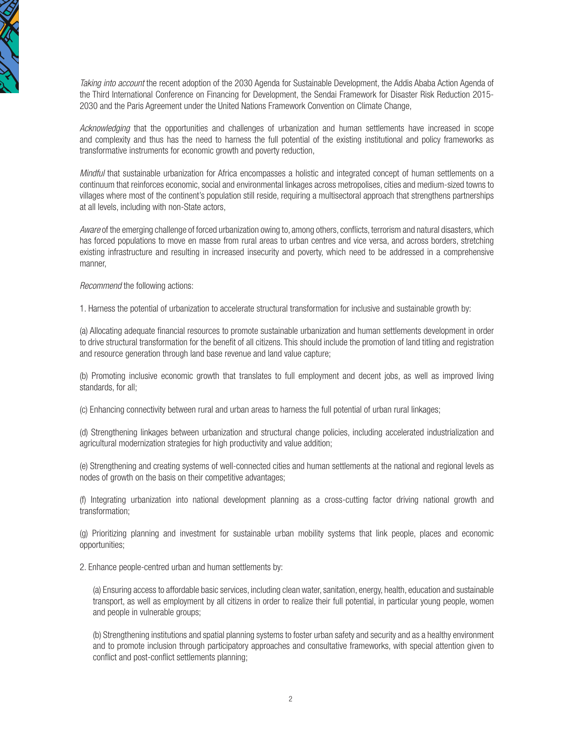*Taking into account* the recent adoption of the 2030 Agenda for Sustainable Development, the Addis Ababa Action Agenda of the Third International Conference on Financing for Development, the Sendai Framework for Disaster Risk Reduction 2015-2030 and the Paris Agreement under the United Nations Framework Convention on Climate Change,

*Acknowledging* that the opportunities and challenges of urbanization and human settlements have increased in scope and complexity and thus has the need to harness the full potential of the existing institutional and policy frameworks as transformative instruments for economic growth and poverty reduction,

*Mindful* that sustainable urbanization for Africa encompasses a holistic and integrated concept of human settlements on a continuum that reinforces economic, social and environmental linkages across metropolises, cities and medium-sized towns to villages where most of the continent's population still reside, requiring a multisectoral approach that strengthens partnerships at all levels, including with non-State actors,

*Aware* of the emerging challenge of forced urbanization owing to, among others, conflicts, terrorism and natural disasters, which has forced populations to move en masse from rural areas to urban centres and vice versa, and across borders, stretching existing infrastructure and resulting in increased insecurity and poverty, which need to be addressed in a comprehensive manner,

*Recommend* the following actions:

1. Harness the potential of urbanization to accelerate structural transformation for inclusive and sustainable growth by:

(a) Allocating adequate financial resources to promote sustainable urbanization and human settlements development in order to drive structural transformation for the benefit of all citizens. This should include the promotion of land titling and registration and resource generation through land base revenue and land value capture;

(b) Promoting inclusive economic growth that translates to full employment and decent jobs, as well as improved living standards, for all;

(c) Enhancing connectivity between rural and urban areas to harness the full potential of urban rural linkages;

(d) Strengthening linkages between urbanization and structural change policies, including accelerated industrialization and agricultural modernization strategies for high productivity and value addition;

(e) Strengthening and creating systems of well-connected cities and human settlements at the national and regional levels as nodes of growth on the basis on their competitive advantages;

(f) Integrating urbanization into national development planning as a cross-cutting factor driving national growth and transformation;

(g) Prioritizing planning and investment for sustainable urban mobility systems that link people, places and economic opportunities;

2. Enhance people-centred urban and human settlements by:

(a) Ensuring access to affordable basic services, including clean water, sanitation, energy, health, education and sustainable transport, as well as employment by all citizens in order to realize their full potential, in particular young people, women and people in vulnerable groups;

(b) Strengthening institutions and spatial planning systems to foster urban safety and security and as a healthy environment and to promote inclusion through participatory approaches and consultative frameworks, with special attention given to conflict and post-conflict settlements planning;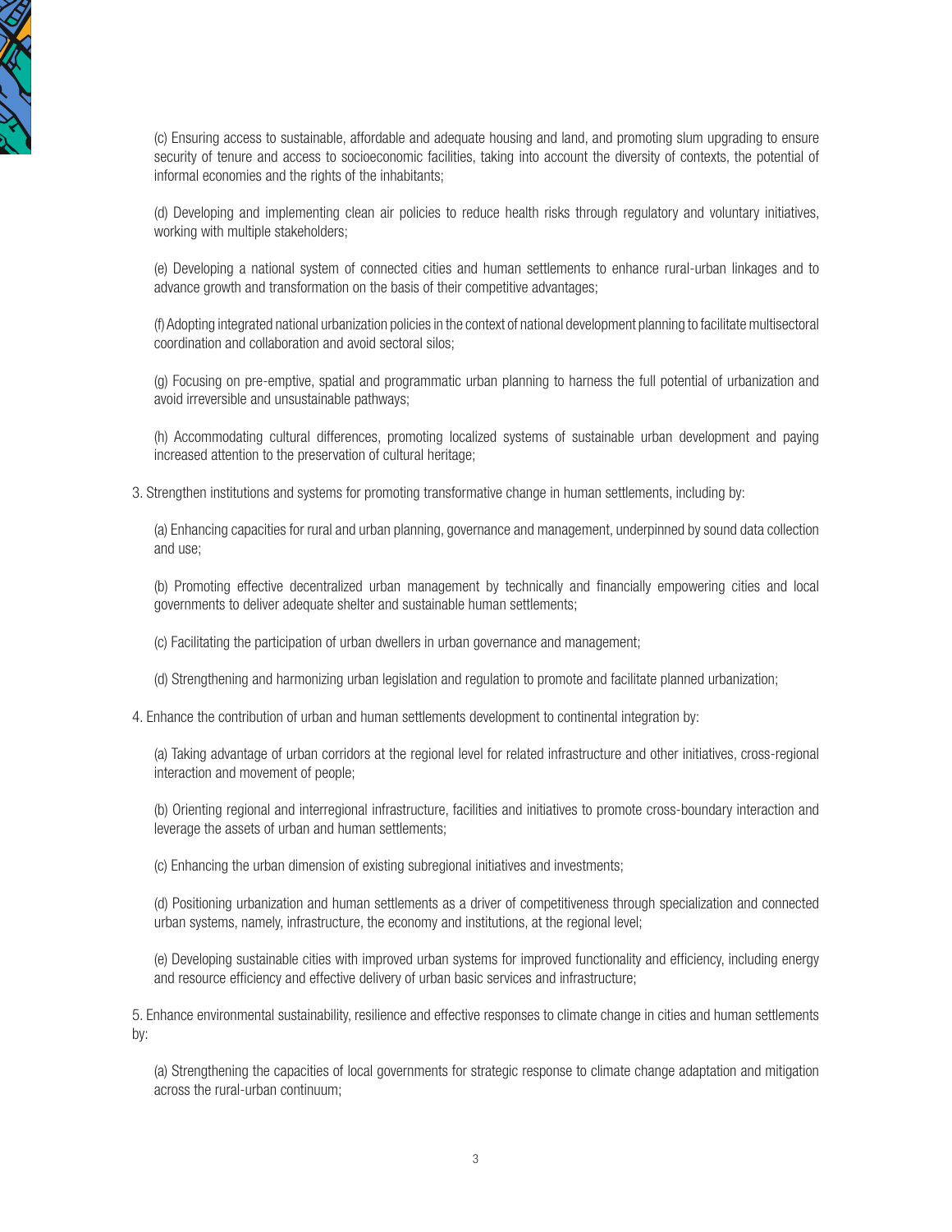(c) Ensuring access to sustainable, affordable and adequate housing and land, and promoting slum upgrading to ensure security of tenure and access to socioeconomic facilities, taking into account the diversity of contexts, the potential of informal economies and the rights of the inhabitants;

(d) Developing and implementing clean air policies to reduce health risks through regulatory and voluntary initiatives, working with multiple stakeholders;

(e) Developing a national system of connected cities and human settlements to enhance rural-urban linkages and to advance growth and transformation on the basis of their competitive advantages;

(f) Adopting integrated national urbanization policies in the context of national development planning to facilitate multisectoral coordination and collaboration and avoid sectoral silos;

(g) Focusing on pre-emptive, spatial and programmatic urban planning to harness the full potential of urbanization and avoid irreversible and unsustainable pathways;

(h) Accommodating cultural differences, promoting localized systems of sustainable urban development and paying increased attention to the preservation of cultural heritage;

3. Strengthen institutions and systems for promoting transformative change in human settlements, including by:

(a) Enhancing capacities for rural and urban planning, governance and management, underpinned by sound data collection and use;

(b) Promoting effective decentralized urban management by technically and financially empowering cities and local governments to deliver adequate shelter and sustainable human settlements;

(c) Facilitating the participation of urban dwellers in urban governance and management;

(d) Strengthening and harmonizing urban legislation and regulation to promote and facilitate planned urbanization;

4. Enhance the contribution of urban and human settlements development to continental integration by:

(a) Taking advantage of urban corridors at the regional level for related infrastructure and other initiatives, cross-regional interaction and movement of people;

(b) Orienting regional and interregional infrastructure, facilities and initiatives to promote cross-boundary interaction and leverage the assets of urban and human settlements;

(c) Enhancing the urban dimension of existing subregional initiatives and investments;

(d) Positioning urbanization and human settlements as a driver of competitiveness through specialization and connected urban systems, namely, infrastructure, the economy and institutions, at the regional level;

(e) Developing sustainable cities with improved urban systems for improved functionality and efficiency, including energy and resource efficiency and effective delivery of urban basic services and infrastructure;

5. Enhance environmental sustainability, resilience and effective responses to climate change in cities and human settlements by:

(a) Strengthening the capacities of local governments for strategic response to climate change adaptation and mitigation across the rural-urban continuum;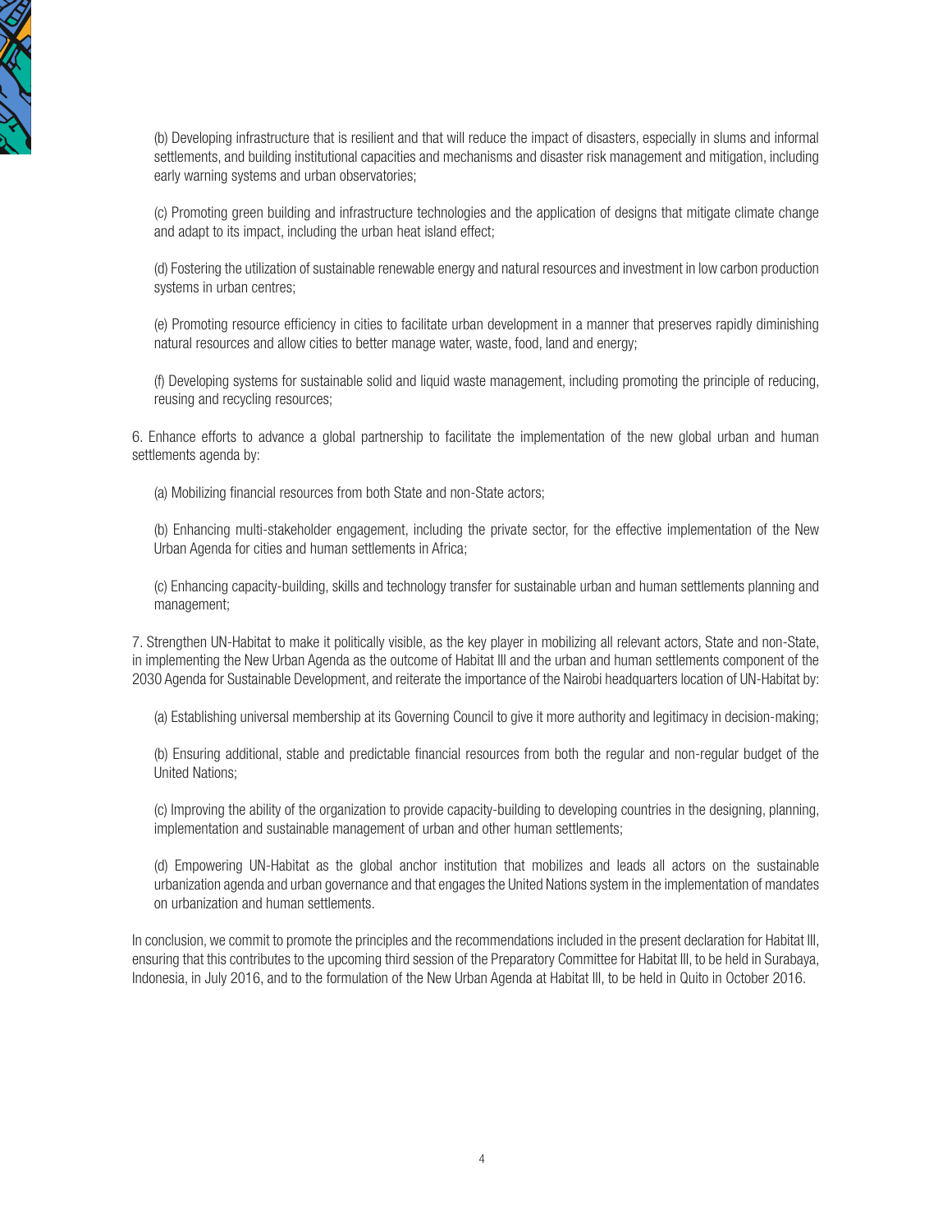(b) Developing infrastructure that is resilient and that will reduce the impact of disasters, especially in slums and informal settlements, and building institutional capacities and mechanisms and disaster risk management and mitigation, including early warning systems and urban observatories;

(c) Promoting green building and infrastructure technologies and the application of designs that mitigate climate change and adapt to its impact, including the urban heat island effect;

(d) Fostering the utilization of sustainable renewable energy and natural resources and investment in low carbon production systems in urban centres;

(e) Promoting resource efficiency in cities to facilitate urban development in a manner that preserves rapidly diminishing natural resources and allow cities to better manage water, waste, food, land and energy;

(f) Developing systems for sustainable solid and liquid waste management, including promoting the principle of reducing, reusing and recycling resources;

6. Enhance efforts to advance a global partnership to facilitate the implementation of the new global urban and human settlements agenda by:

(a) Mobilizing financial resources from both State and non-State actors;

(b) Enhancing multi-stakeholder engagement, including the private sector, for the effective implementation of the New Urban Agenda for cities and human settlements in Africa;

(c) Enhancing capacity-building, skills and technology transfer for sustainable urban and human settlements planning and management;

7. Strengthen UN-Habitat to make it politically visible, as the key player in mobilizing all relevant actors, State and non-State, in implementing the New Urban Agenda as the outcome of Habitat III and the urban and human settlements component of the 2030 Agenda for Sustainable Development, and reiterate the importance of the Nairobi headquarters location of UN-Habitat by:

(a) Establishing universal membership at its Governing Council to give it more authority and legitimacy in decision-making;

(b) Ensuring additional, stable and predictable financial resources from both the regular and non-regular budget of the United Nations;

(c) Improving the ability of the organization to provide capacity-building to developing countries in the designing, planning, implementation and sustainable management of urban and other human settlements;

(d) Empowering UN-Habitat as the global anchor institution that mobilizes and leads all actors on the sustainable urbanization agenda and urban governance and that engages the United Nations system in the implementation of mandates on urbanization and human settlements.

In conclusion, we commit to promote the principles and the recommendations included in the present declaration for Habitat III, ensuring that this contributes to the upcoming third session of the Preparatory Committee for Habitat III, to be held in Surabaya, Indonesia, in July 2016, and to the formulation of the New Urban Agenda at Habitat III, to be held in Quito in October 2016.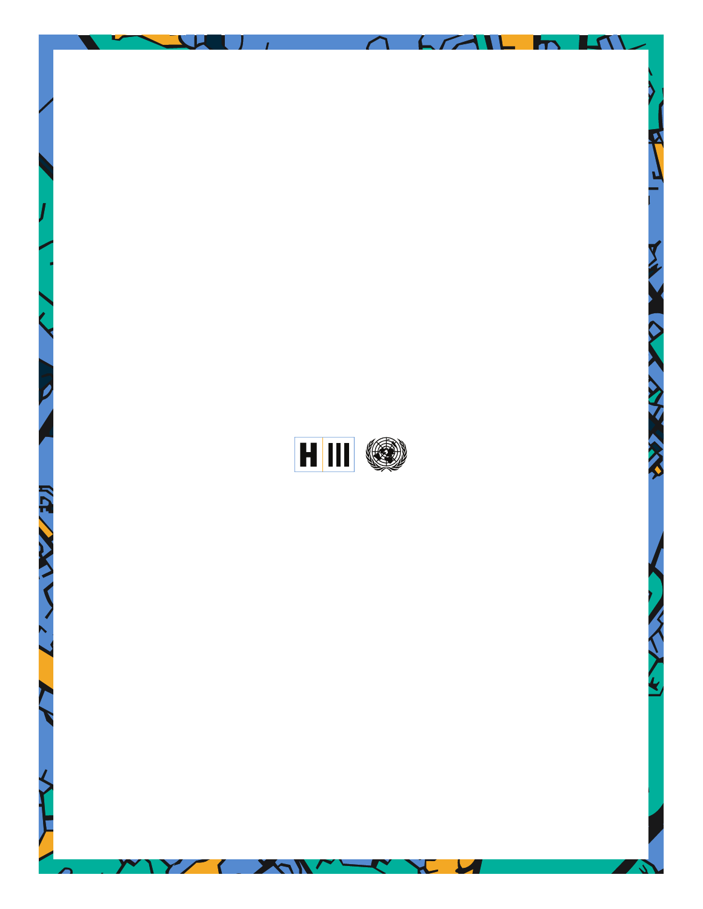H III